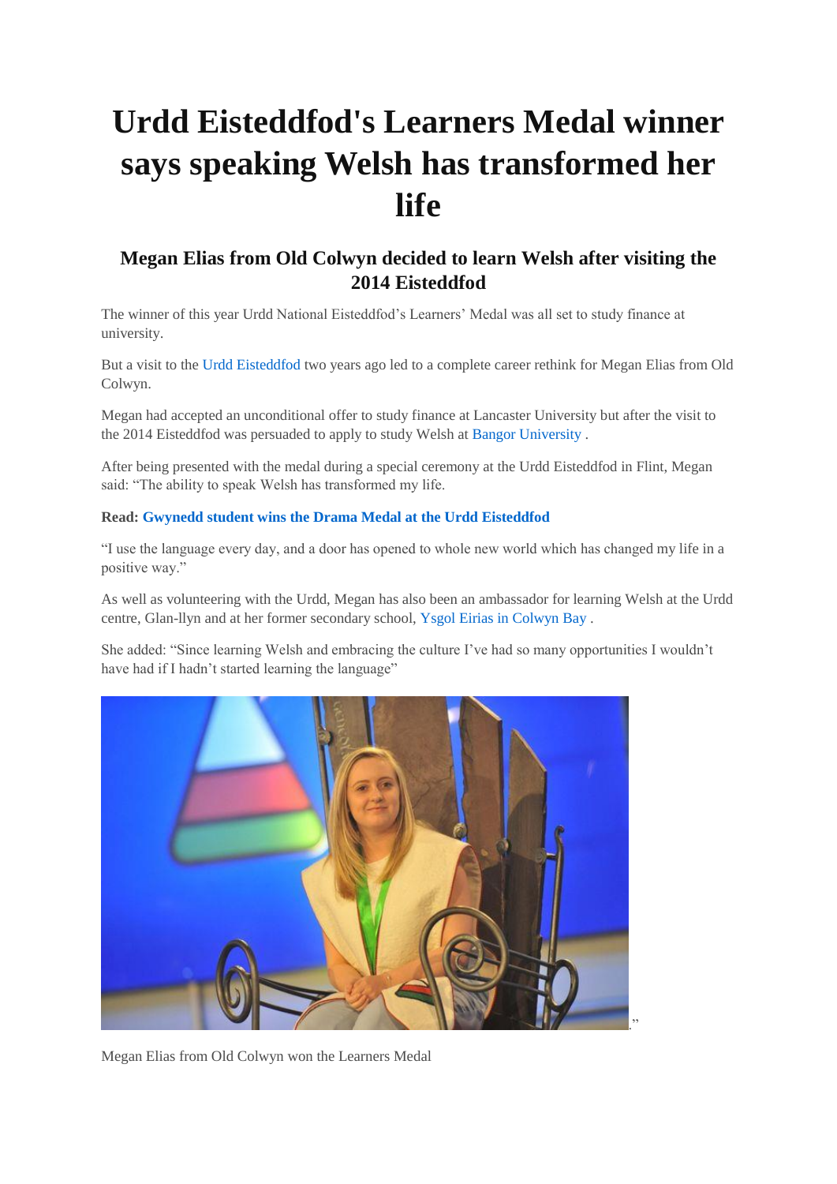# Urdd Eisteddfod's Learners Medal winner says speaking Welsh has transformed her life

## Megan Elias from Old Colwyn decided to learn Welsh after visiting the 2014 Eisteddfod

The winner of this year Urdd National Eisteddfod's Learners' Medal was all set to study finance at university.

But a visit to the Urdd Eisteddfod two years ago led to a complete career rethink for Megan Elias from Old Colwyn.

Megan had accepted an unconditional offer to study finance at Lancaster University but after the visit to the 2014 Eisteddfod was persuaded to apply to study Welsh at Bangor University .

After being presented with the medal during a special ceremony at the Urdd Eisteddfod in Flint, Megan said: "The ability to speak Welsh has transformed my life.

**Read: Gwynedd student wins the Drama Medal at the Urdd Eisteddfod**

"I use the language every day, and a door has opened to whole new world which has changed my life in a positive way."

As well as volunteering with the Urdd, Megan has also been an ambassador for learning Welsh at the Urdd centre, Glan-llyn and at her former secondary school, Ysgol Eirias in Colwyn Bay .

She added: "Since learning Welsh and embracing the culture I've had so many opportunities I wouldn't have had if I hadn't started learning the language"

."

Megan Elias from Old Colwyn won the Learners Medal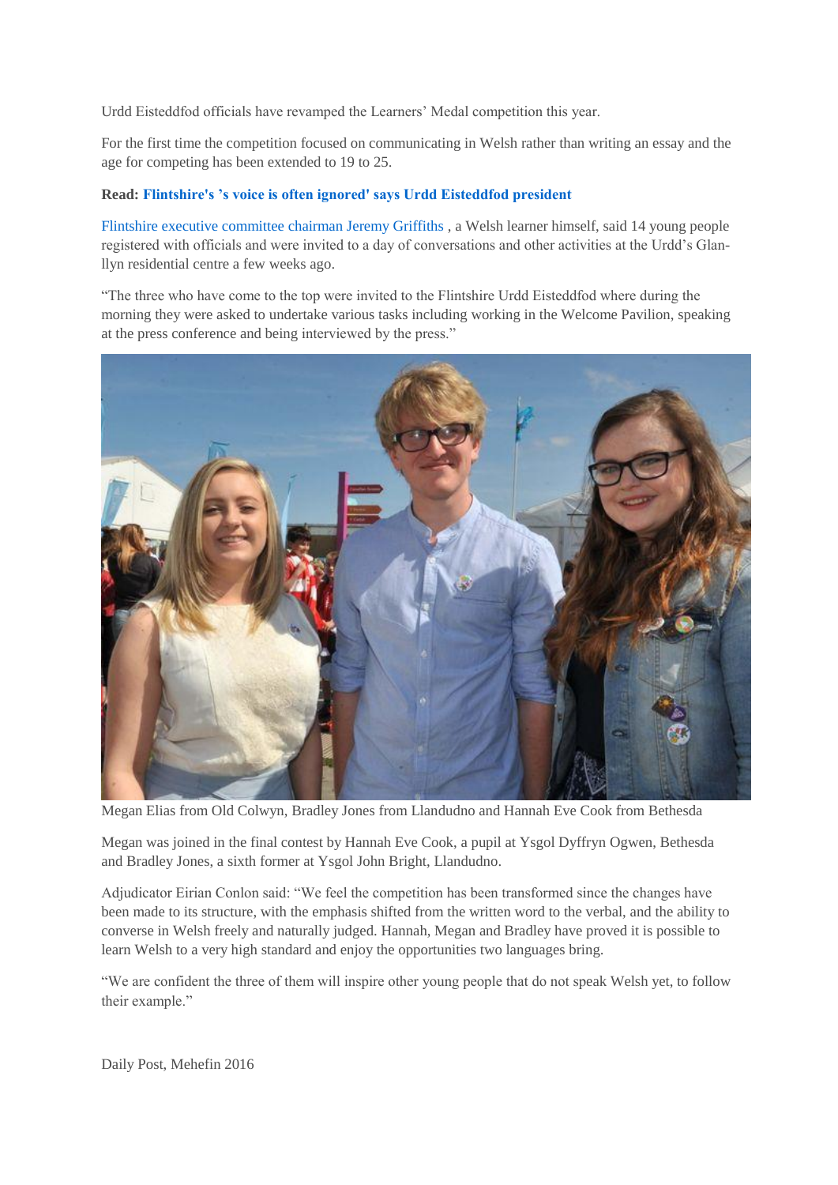Urdd Eisteddfod officials have revamped the Learners' Medal competition this year.

For the first time the competition focused on communicating in Welsh rather than writing an essay and the age for competing has been extended to 19 to 25.

**Read: Flintshire's 's voice is often ignored' says Urdd Eisteddfod president**

Flintshire executive committee chairman Jeremy Griffiths , a Welsh learner himself, said 14 young people registered with officials and were invited to a day of conversations and other activities at the Urdd's Glan-llyn residential centre a few weeks ago.

"The three who have come to the top were invited to the Flintshire Urdd Eisteddfod where during the morning they were asked to undertake various tasks including working in the Welcome Pavilion, speaking at the press conference and being interviewed by the press."

Megan Elias from Old Colwyn, Bradley Jones from Llandudno and Hannah Eve Cook from Bethesda

Megan was joined in the final contest by Hannah Eve Cook, a pupil at Ysgol Dyffryn Ogwen, Bethesda and Bradley Jones, a sixth former at Ysgol John Bright, Llandudno.

Adjudicator Eirian Conlon said: "We feel the competition has been transformed since the changes have been made to its structure, with the emphasis shifted from the written word to the verbal, and the ability to converse in Welsh freely and naturally judged. Hannah, Megan and Bradley have proved it is possible to learn Welsh to a very high standard and enjoy the opportunities two languages bring.

"We are confident the three of them will inspire other young people that do not speak Welsh yet, to follow their example."

Daily Post, Mehefin 2016